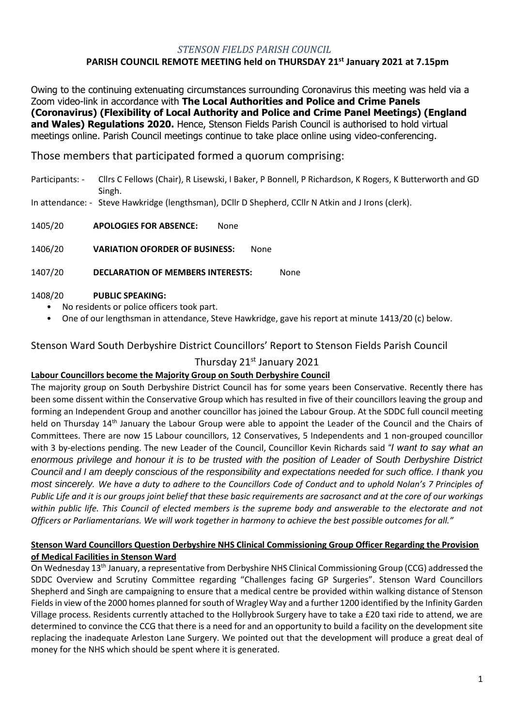# *STENSON FIELDS PARISH COUNCIL*

## PARISH COUNCIL REMOTE MEETING held on THURSDAY 21st January 2021 at 7.15pm

Owing to the continuing extenuating circumstances surrounding Coronavirus this meeting was held via a Zoom video-link in accordance with **The Local Authorities and Police and Crime Panels (Coronavirus) (Flexibility of Local Authority and Police and Crime Panel Meetings) (England and Wales) Regulations 2020.** Hence, Stenson Fields Parish Council is authorised to hold virtual meetings online. Parish Council meetings continue to take place online using video-conferencing.

Those members that participated formed a quorum comprising:

Participants: - Cllrs C Fellows (Chair), R Lisewski, I Baker, P Bonnell, P Richardson, K Rogers, K Butterworth and GD Singh.

In attendance: - Steve Hawkridge (lengthsman), DCllr D Shepherd, CCllr N Atkin and J Irons (clerk).

1405/20 **APOLOGIES FOR ABSENCE:** None

1406/20 **VARIATION OFORDER OF BUSINESS:** None

1407/20 **DECLARATION OF MEMBERS INTERESTS:** None

1408/20 **PUBLIC SPEAKING:**

- No residents or police officers took part.
- One of our lengthsman in attendance, Steve Hawkridge, gave his report at minute 1413/20 (c) below.

Stenson Ward South Derbyshire District Councillors' Report to Stenson Fields Parish Council

Thursday 21st January 2021

**Labour Councillors become the Majority Group on South Derbyshire Council**

The majority group on South Derbyshire District Council has for some years been Conservative. Recently there has been some dissent within the Conservative Group which has resulted in five of their councillors leaving the group and forming an Independent Group and another councillor has joined the Labour Group. At the SDDC full council meeting held on Thursday 14th January the Labour Group were able to appoint the Leader of the Council and the Chairs of Committees. There are now 15 Labour councillors, 12 Conservatives, 5 Independents and 1 non-grouped councillor with 3 by-elections pending. The new Leader of the Council, Councillor Kevin Richards said *"I want to say what an enormous privilege and honour it is to be trusted with the position of Leader of South Derbyshire District Council and I am deeply conscious of the responsibility and expectations needed for such office. I thank you most sincerely. We have a duty to adhere to the Councillors Code of Conduct and to uphold Nolan's 7 Principles of Public Life and it is our groups joint belief that these basic requirements are sacrosanct and at the core of our workings within public life. This Council of elected members is the supreme body and answerable to the electorate and not Officers or Parliamentarians. We will work together in harmony to achieve the best possible outcomes for all."*

**Stenson Ward Councillors Question Derbyshire NHS Clinical Commissioning Group Officer Regarding the Provision of Medical Facilities in Stenson Ward**

On Wednesday 13th January, a representative from Derbyshire NHS Clinical Commissioning Group (CCG) addressed the SDDC Overview and Scrutiny Committee regarding "Challenges facing GP Surgeries". Stenson Ward Councillors Shepherd and Singh are campaigning to ensure that a medical centre be provided within walking distance of Stenson Fields in view of the 2000 homes planned for south of Wragley Way and a further 1200 identified by the Infinity Garden Village process. Residents currently attached to the Hollybrook Surgery have to take a £20 taxi ride to attend, we are determined to convince the CCG that there is a need for and an opportunity to build a facility on the development site replacing the inadequate Arleston Lane Surgery. We pointed out that the development will produce a great deal of money for the NHS which should be spent where it is generated.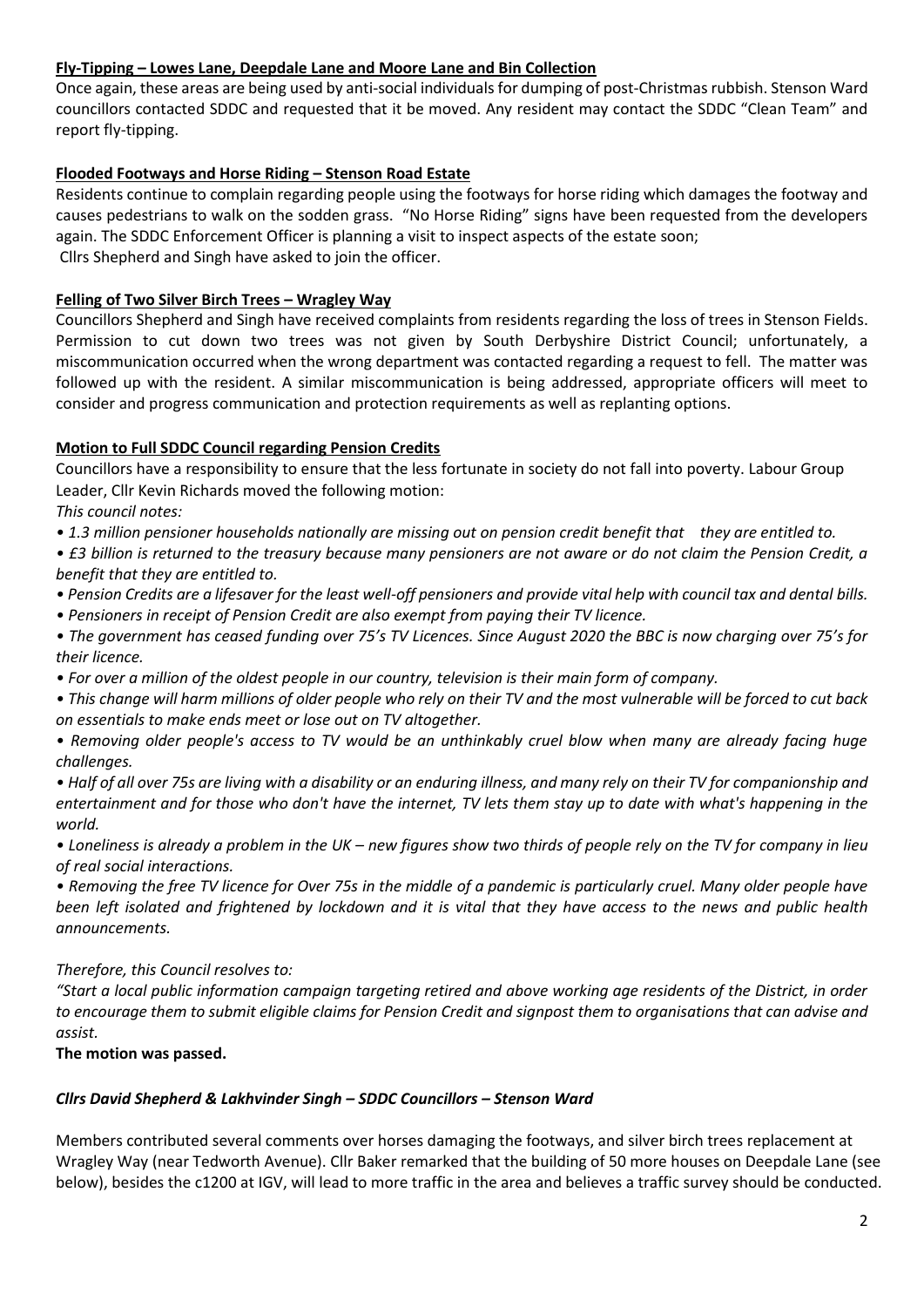**Fly-Tipping – Lowes Lane, Deepdale Lane and Moore Lane and Bin Collection**

Once again, these areas are being used by anti-social individuals for dumping of post-Christmas rubbish. Stenson Ward councillors contacted SDDC and requested that it be moved. Any resident may contact the SDDC "Clean Team" and report fly-tipping.

**Flooded Footways and Horse Riding – Stenson Road Estate**

Residents continue to complain regarding people using the footways for horse riding which damages the footway and causes pedestrians to walk on the sodden grass. "No Horse Riding" signs have been requested from the developers again. The SDDC Enforcement Officer is planning a visit to inspect aspects of the estate soon;
Cllrs Shepherd and Singh have asked to join the officer.

**Felling of Two Silver Birch Trees – Wragley Way**

Councillors Shepherd and Singh have received complaints from residents regarding the loss of trees in Stenson Fields. Permission to cut down two trees was not given by South Derbyshire District Council; unfortunately, a miscommunication occurred when the wrong department was contacted regarding a request to fell. The matter was followed up with the resident. A similar miscommunication is being addressed, appropriate officers will meet to consider and progress communication and protection requirements as well as replanting options.

**Motion to Full SDDC Council regarding Pension Credits**

Councillors have a responsibility to ensure that the less fortunate in society do not fall into poverty. Labour Group Leader, Cllr Kevin Richards moved the following motion:

*This council notes:*

- *1.3 million pensioner households nationally are missing out on pension credit benefit that they are entitled to.*
- *£3 billion is returned to the treasury because many pensioners are not aware or do not claim the Pension Credit, a benefit that they are entitled to.*
- *Pension Credits are a lifesaver for the least well-off pensioners and provide vital help with council tax and dental bills.*
- *Pensioners in receipt of Pension Credit are also exempt from paying their TV licence.*
- *The government has ceased funding over 75's TV Licences. Since August 2020 the BBC is now charging over 75's for their licence.*
- *For over a million of the oldest people in our country, television is their main form of company.*
- *This change will harm millions of older people who rely on their TV and the most vulnerable will be forced to cut back on essentials to make ends meet or lose out on TV altogether.*
- *Removing older people's access to TV would be an unthinkably cruel blow when many are already facing huge challenges.*
- *Half of all over 75s are living with a disability or an enduring illness, and many rely on their TV for companionship and entertainment and for those who don't have the internet, TV lets them stay up to date with what's happening in the world.*
- *Loneliness is already a problem in the UK – new figures show two thirds of people rely on the TV for company in lieu of real social interactions.*
- *Removing the free TV licence for Over 75s in the middle of a pandemic is particularly cruel. Many older people have been left isolated and frightened by lockdown and it is vital that they have access to the news and public health announcements.*

*Therefore, this Council resolves to:*

*"Start a local public information campaign targeting retired and above working age residents of the District, in order to encourage them to submit eligible claims for Pension Credit and signpost them to organisations that can advise and assist.*

**The motion was passed.**

***Cllrs David Shepherd & Lakhvinder Singh – SDDC Councillors – Stenson Ward***

Members contributed several comments over horses damaging the footways, and silver birch trees replacement at Wragley Way (near Tedworth Avenue). Cllr Baker remarked that the building of 50 more houses on Deepdale Lane (see below), besides the c1200 at IGV, will lead to more traffic in the area and believes a traffic survey should be conducted.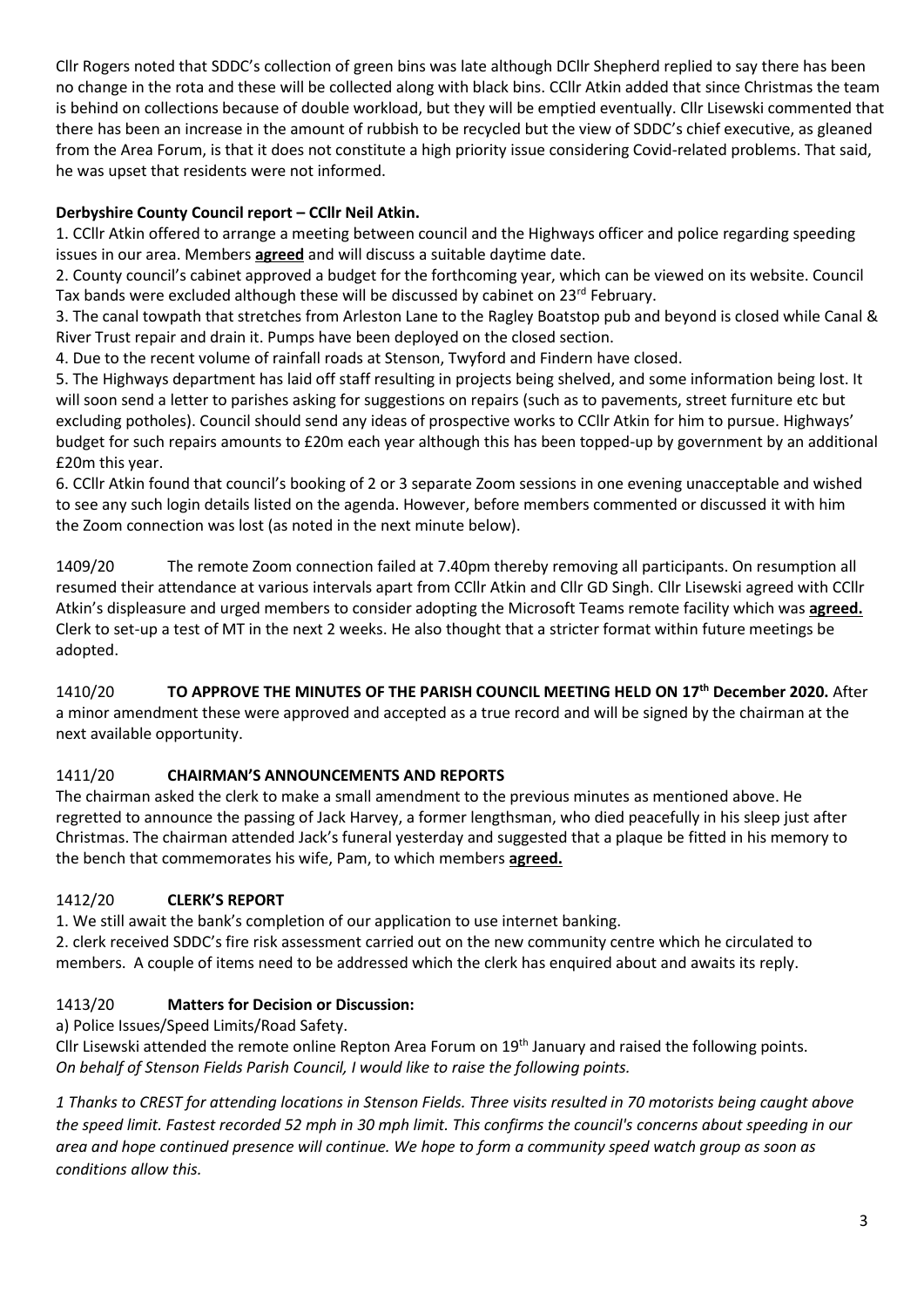Cllr Rogers noted that SDDC's collection of green bins was late although DCllr Shepherd replied to say there has been no change in the rota and these will be collected along with black bins. CCllr Atkin added that since Christmas the team is behind on collections because of double workload, but they will be emptied eventually. Cllr Lisewski commented that there has been an increase in the amount of rubbish to be recycled but the view of SDDC's chief executive, as gleaned from the Area Forum, is that it does not constitute a high priority issue considering Covid-related problems. That said, he was upset that residents were not informed.

**Derbyshire County Council report – CCllr Neil Atkin.**

1. CCllr Atkin offered to arrange a meeting between council and the Highways officer and police regarding speeding issues in our area. Members **agreed** and will discuss a suitable daytime date.
2. County council's cabinet approved a budget for the forthcoming year, which can be viewed on its website. Council Tax bands were excluded although these will be discussed by cabinet on 23rd February.
3. The canal towpath that stretches from Arleston Lane to the Ragley Boatstop pub and beyond is closed while Canal & River Trust repair and drain it. Pumps have been deployed on the closed section.
4. Due to the recent volume of rainfall roads at Stenson, Twyford and Findern have closed.
5. The Highways department has laid off staff resulting in projects being shelved, and some information being lost. It will soon send a letter to parishes asking for suggestions on repairs (such as to pavements, street furniture etc but excluding potholes). Council should send any ideas of prospective works to CCllr Atkin for him to pursue. Highways' budget for such repairs amounts to £20m each year although this has been topped-up by government by an additional £20m this year.
6. CCllr Atkin found that council's booking of 2 or 3 separate Zoom sessions in one evening unacceptable and wished to see any such login details listed on the agenda. However, before members commented or discussed it with him the Zoom connection was lost (as noted in the next minute below).

1409/20 The remote Zoom connection failed at 7.40pm thereby removing all participants. On resumption all resumed their attendance at various intervals apart from CCllr Atkin and Cllr GD Singh. Cllr Lisewski agreed with CCllr Atkin's displeasure and urged members to consider adopting the Microsoft Teams remote facility which was **agreed.** Clerk to set-up a test of MT in the next 2 weeks. He also thought that a stricter format within future meetings be adopted.

1410/20 **TO APPROVE THE MINUTES OF THE PARISH COUNCIL MEETING HELD ON 17th December 2020.** After a minor amendment these were approved and accepted as a true record and will be signed by the chairman at the next available opportunity.

## 1411/20 CHAIRMAN'S ANNOUNCEMENTS AND REPORTS

The chairman asked the clerk to make a small amendment to the previous minutes as mentioned above. He regretted to announce the passing of Jack Harvey, a former lengthsman, who died peacefully in his sleep just after Christmas. The chairman attended Jack's funeral yesterday and suggested that a plaque be fitted in his memory to the bench that commemorates his wife, Pam, to which members **agreed.**

## 1412/20 CLERK'S REPORT

1. We still await the bank's completion of our application to use internet banking.
2. clerk received SDDC's fire risk assessment carried out on the new community centre which he circulated to members. A couple of items need to be addressed which the clerk has enquired about and awaits its reply.

## 1413/20 Matters for Decision or Discussion:

a) Police Issues/Speed Limits/Road Safety.

Cllr Lisewski attended the remote online Repton Area Forum on 19th January and raised the following points.
*On behalf of Stenson Fields Parish Council, I would like to raise the following points.*

*1 Thanks to CREST for attending locations in Stenson Fields. Three visits resulted in 70 motorists being caught above the speed limit. Fastest recorded 52 mph in 30 mph limit. This confirms the council's concerns about speeding in our area and hope continued presence will continue. We hope to form a community speed watch group as soon as conditions allow this.*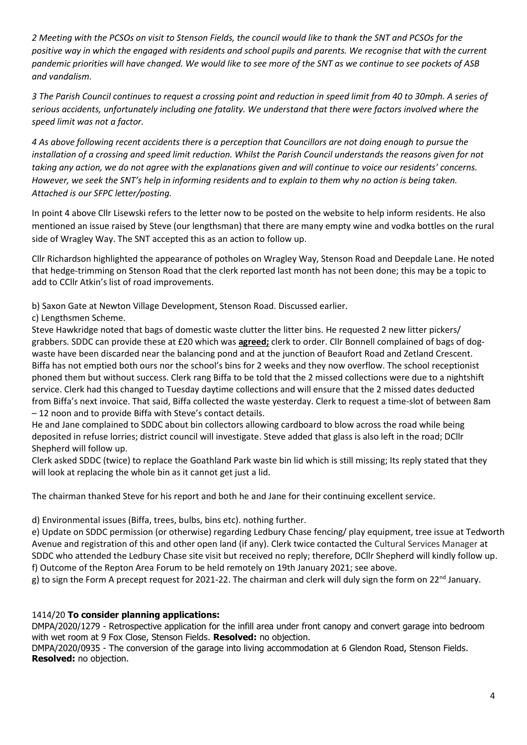*2 Meeting with the PCSOs on visit to Stenson Fields, the council would like to thank the SNT and PCSOs for the positive way in which the engaged with residents and school pupils and parents. We recognise that with the current pandemic priorities will have changed. We would like to see more of the SNT as we continue to see pockets of ASB and vandalism.*

*3 The Parish Council continues to request a crossing point and reduction in speed limit from 40 to 30mph. A series of serious accidents, unfortunately including one fatality. We understand that there were factors involved where the speed limit was not a factor.*

*4 As above following recent accidents there is a perception that Councillors are not doing enough to pursue the installation of a crossing and speed limit reduction. Whilst the Parish Council understands the reasons given for not taking any action, we do not agree with the explanations given and will continue to voice our residents' concerns. However, we seek the SNT's help in informing residents and to explain to them why no action is being taken. Attached is our SFPC letter/posting.*

In point 4 above Cllr Lisewski refers to the letter now to be posted on the website to help inform residents. He also mentioned an issue raised by Steve (our lengthsman) that there are many empty wine and vodka bottles on the rural side of Wragley Way. The SNT accepted this as an action to follow up.

Cllr Richardson highlighted the appearance of potholes on Wragley Way, Stenson Road and Deepdale Lane. He noted that hedge-trimming on Stenson Road that the clerk reported last month has not been done; this may be a topic to add to CCllr Atkin's list of road improvements.

b) Saxon Gate at Newton Village Development, Stenson Road. Discussed earlier.

c) Lengthsmen Scheme.

Steve Hawkridge noted that bags of domestic waste clutter the litter bins. He requested 2 new litter pickers/ grabbers. SDDC can provide these at £20 which was **agreed;** clerk to order. Cllr Bonnell complained of bags of dog-waste have been discarded near the balancing pond and at the junction of Beaufort Road and Zetland Crescent. Biffa has not emptied both ours nor the school's bins for 2 weeks and they now overflow. The school receptionist phoned them but without success. Clerk rang Biffa to be told that the 2 missed collections were due to a nightshift service. Clerk had this changed to Tuesday daytime collections and will ensure that the 2 missed dates deducted from Biffa's next invoice. That said, Biffa collected the waste yesterday. Clerk to request a time-slot of between 8am – 12 noon and to provide Biffa with Steve's contact details.

He and Jane complained to SDDC about bin collectors allowing cardboard to blow across the road while being deposited in refuse lorries; district council will investigate. Steve added that glass is also left in the road; DCllr Shepherd will follow up.

Clerk asked SDDC (twice) to replace the Goathland Park waste bin lid which is still missing; Its reply stated that they will look at replacing the whole bin as it cannot get just a lid.

The chairman thanked Steve for his report and both he and Jane for their continuing excellent service.

d) Environmental issues (Biffa, trees, bulbs, bins etc). nothing further.

e) Update on SDDC permission (or otherwise) regarding Ledbury Chase fencing/ play equipment, tree issue at Tedworth Avenue and registration of this and other open land (if any). Clerk twice contacted the Cultural Services Manager at SDDC who attended the Ledbury Chase site visit but received no reply; therefore, DCllr Shepherd will kindly follow up.

f) Outcome of the Repton Area Forum to be held remotely on 19th January 2021; see above.

g) to sign the Form A precept request for 2021-22. The chairman and clerk will duly sign the form on 22nd January.

1414/20 **To consider planning applications:**

DMPA/2020/1279 - Retrospective application for the infill area under front canopy and convert garage into bedroom with wet room at 9 Fox Close, Stenson Fields. **Resolved:** no objection.

DMPA/2020/0935 - The conversion of the garage into living accommodation at 6 Glendon Road, Stenson Fields. **Resolved:** no objection.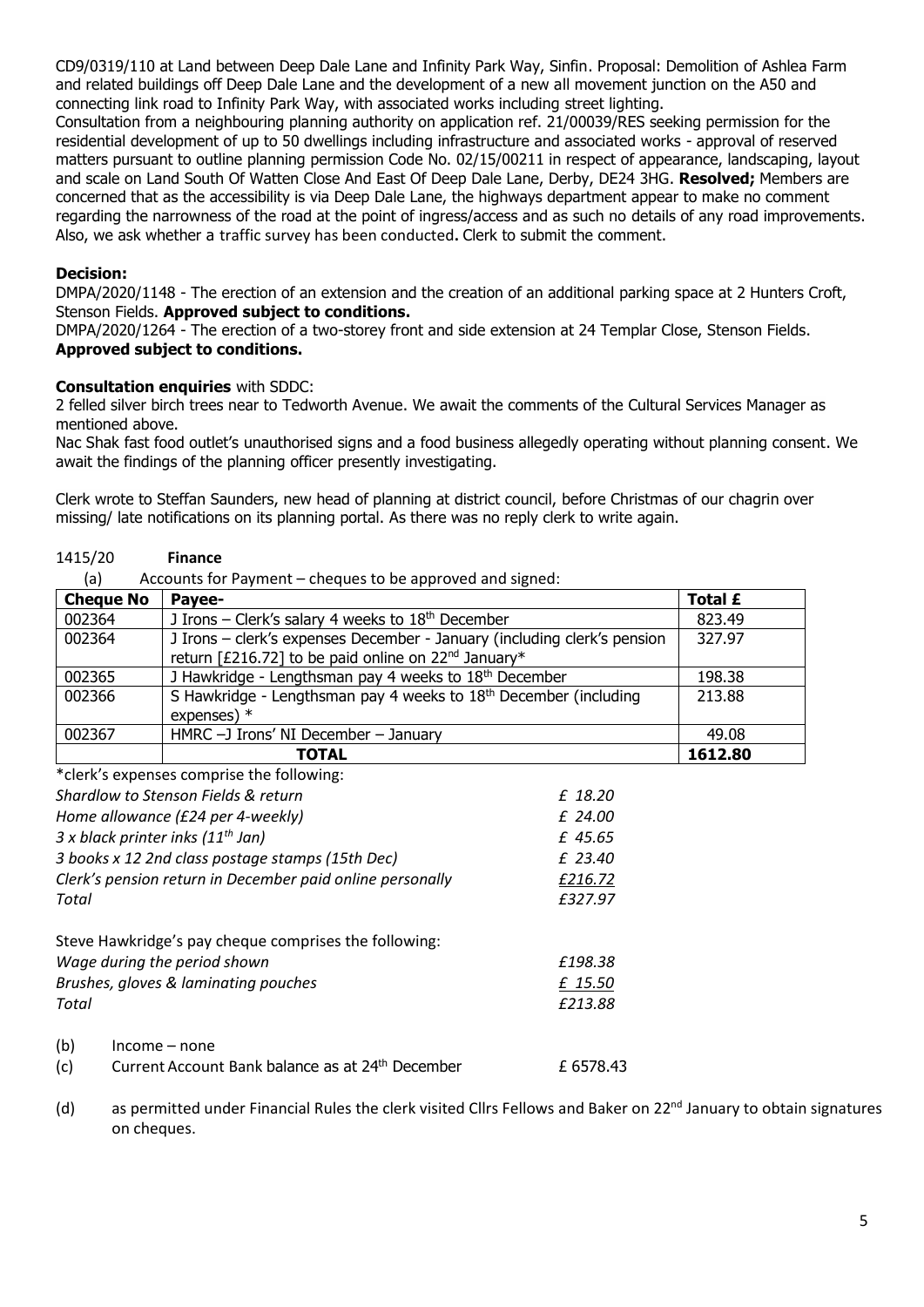CD9/0319/110 at Land between Deep Dale Lane and Infinity Park Way, Sinfin. Proposal: Demolition of Ashlea Farm and related buildings off Deep Dale Lane and the development of a new all movement junction on the A50 and connecting link road to Infinity Park Way, with associated works including street lighting.

Consultation from a neighbouring planning authority on application ref. 21/00039/RES seeking permission for the residential development of up to 50 dwellings including infrastructure and associated works - approval of reserved matters pursuant to outline planning permission Code No. 02/15/00211 in respect of appearance, landscaping, layout and scale on Land South Of Watten Close And East Of Deep Dale Lane, Derby, DE24 3HG. **Resolved;** Members are concerned that as the accessibility is via Deep Dale Lane, the highways department appear to make no comment regarding the narrowness of the road at the point of ingress/access and as such no details of any road improvements. Also, we ask whether a traffic survey has been conducted**.** Clerk to submit the comment.

**Decision:**

DMPA/2020/1148 - The erection of an extension and the creation of an additional parking space at 2 Hunters Croft, Stenson Fields. **Approved subject to conditions.**

DMPA/2020/1264 - The erection of a two-storey front and side extension at 24 Templar Close, Stenson Fields. **Approved subject to conditions.**

**Consultation enquiries** with SDDC:

2 felled silver birch trees near to Tedworth Avenue. We await the comments of the Cultural Services Manager as mentioned above.

Nac Shak fast food outlet's unauthorised signs and a food business allegedly operating without planning consent. We await the findings of the planning officer presently investigating.

Clerk wrote to Steffan Saunders, new head of planning at district council, before Christmas of our chagrin over missing/ late notifications on its planning portal. As there was no reply clerk to write again.

1415/20 **Finance**

(a) Accounts for Payment – cheques to be approved and signed:

| Cheque No | Payee- | Total £ |
|---|---|---|
| 002364 | J Irons – Clerk's salary 4 weeks to 18th December | 823.49 |
| 002364 | J Irons – clerk's expenses December - January (including clerk's pension return [£216.72] to be paid online on 22nd January* | 327.97 |
| 002365 | J Hawkridge - Lengthsman pay 4 weeks to 18th December | 198.38 |
| 002366 | S Hawkridge - Lengthsman pay 4 weeks to 18th December (including expenses) * | 213.88 |
| 002367 | HMRC –J Irons' NI December – January | 49.08 |
| | **TOTAL** | **1612.80** |

*clerk's expenses comprise the following:

| | |
|---|---|
| *Shardlow to Stenson Fields & return* | *£ 18.20* |
| *Home allowance (£24 per 4-weekly)* | *£ 24.00* |
| *3 x black printer inks (11th Jan)* | *£ 45.65* |
| *3 books x 12 2nd class postage stamps (15th Dec)* | *£ 23.40* |
| *Clerk's pension return in December paid online personally* | *£216.72* |
| *Total* | *£327.97* |

Steve Hawkridge's pay cheque comprises the following:

| | |
|---|---|
| *Wage during the period shown* | *£198.38* |
| *Brushes, gloves & laminating pouches* | *£ 15.50* |
| *Total* | *£213.88* |

(b) Income – none

(c) Current Account Bank balance as at 24th December £ 6578.43

(d) as permitted under Financial Rules the clerk visited Cllrs Fellows and Baker on 22nd January to obtain signatures on cheques.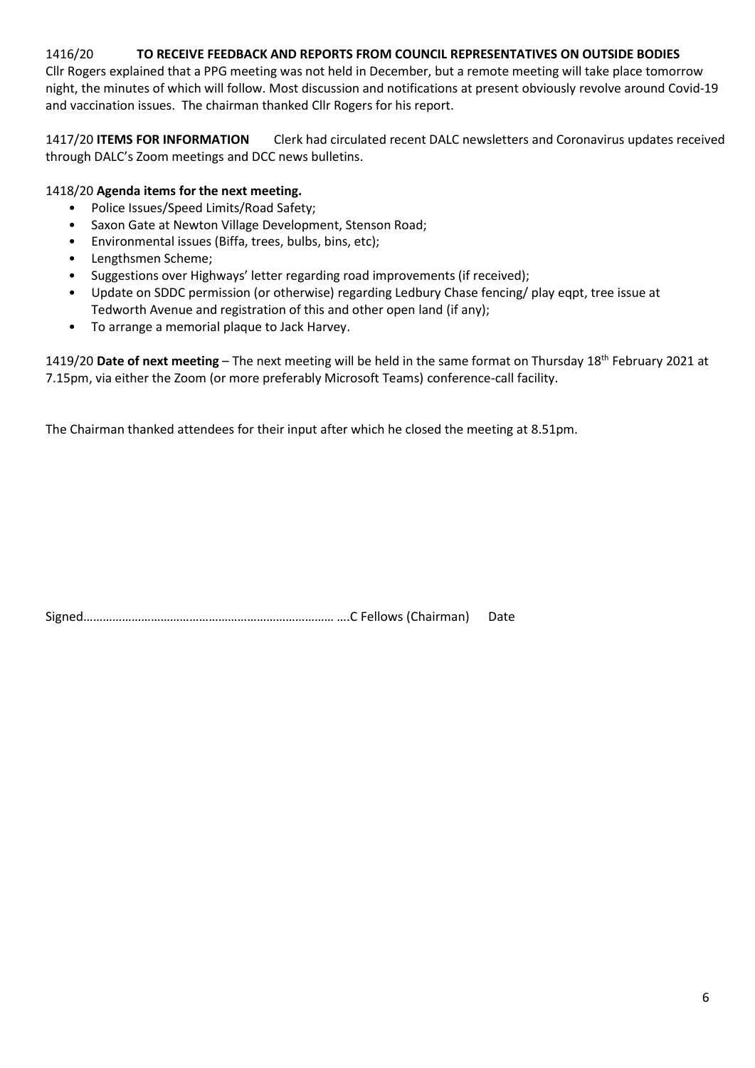1416/20 **TO RECEIVE FEEDBACK AND REPORTS FROM COUNCIL REPRESENTATIVES ON OUTSIDE BODIES**
Cllr Rogers explained that a PPG meeting was not held in December, but a remote meeting will take place tomorrow night, the minutes of which will follow. Most discussion and notifications at present obviously revolve around Covid-19 and vaccination issues. The chairman thanked Cllr Rogers for his report.

1417/20 **ITEMS FOR INFORMATION** Clerk had circulated recent DALC newsletters and Coronavirus updates received through DALC's Zoom meetings and DCC news bulletins.

1418/20 **Agenda items for the next meeting.**

- Police Issues/Speed Limits/Road Safety;
- Saxon Gate at Newton Village Development, Stenson Road;
- Environmental issues (Biffa, trees, bulbs, bins, etc);
- Lengthsmen Scheme;
- Suggestions over Highways' letter regarding road improvements (if received);
- Update on SDDC permission (or otherwise) regarding Ledbury Chase fencing/ play eqpt, tree issue at Tedworth Avenue and registration of this and other open land (if any);
- To arrange a memorial plaque to Jack Harvey.

1419/20 **Date of next meeting** – The next meeting will be held in the same format on Thursday 18th February 2021 at 7.15pm, via either the Zoom (or more preferably Microsoft Teams) conference-call facility.

The Chairman thanked attendees for their input after which he closed the meeting at 8.51pm.

Signed…………………………………………………………………… ….C Fellows (Chairman) Date